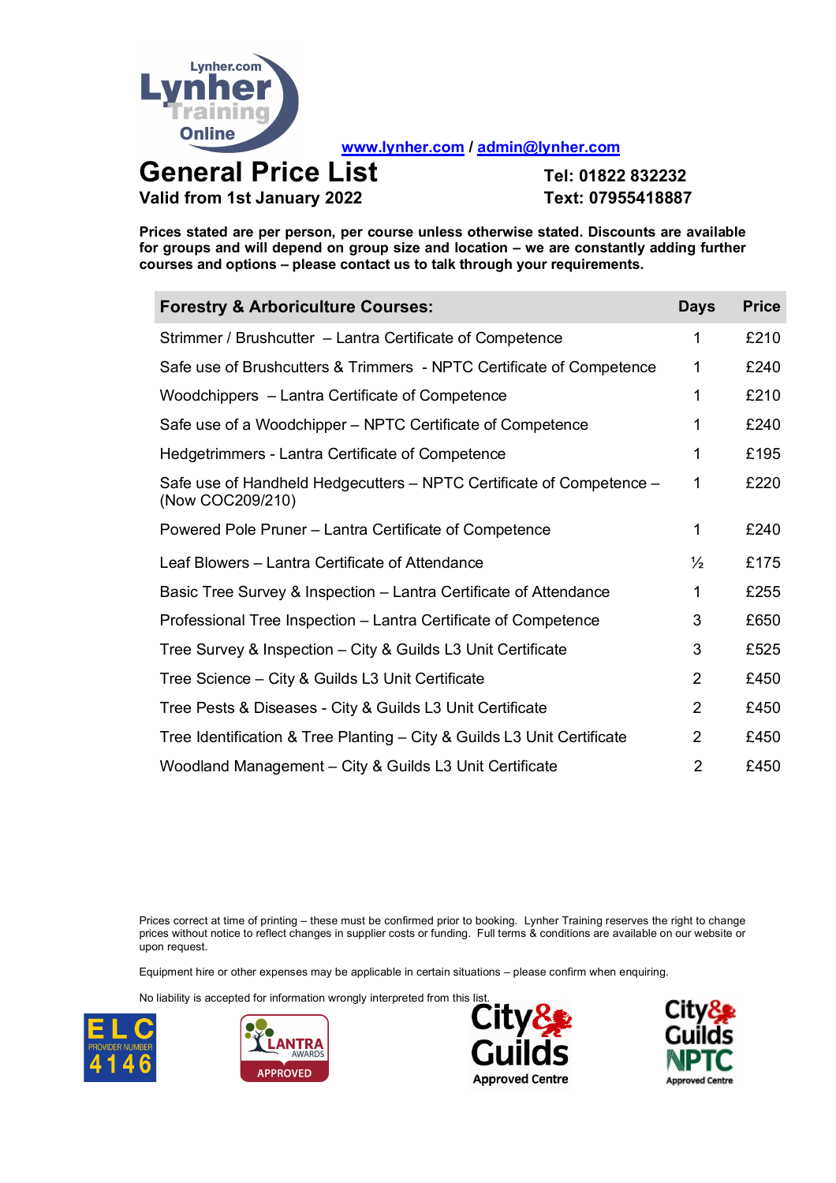Lynher.com Lynher Training Online

www.lynher.com / admin@lynher.com

# General Price List

**Valid from 1st January 2022**

**Tel: 01822 832232**
**Text: 07955418887**

**Prices stated are per person, per course unless otherwise stated. Discounts are available for groups and will depend on group size and location – we are constantly adding further courses and options – please contact us to talk through your requirements.**

| Forestry & Arboriculture Courses: | Days | Price |
|---|---|---|
| Strimmer / Brushcutter – Lantra Certificate of Competence | 1 | £210 |
| Safe use of Brushcutters & Trimmers - NPTC Certificate of Competence | 1 | £240 |
| Woodchippers – Lantra Certificate of Competence | 1 | £210 |
| Safe use of a Woodchipper – NPTC Certificate of Competence | 1 | £240 |
| Hedgetrimmers - Lantra Certificate of Competence | 1 | £195 |
| Safe use of Handheld Hedgecutters – NPTC Certificate of Competence – (Now COC209/210) | 1 | £220 |
| Powered Pole Pruner – Lantra Certificate of Competence | 1 | £240 |
| Leaf Blowers – Lantra Certificate of Attendance | ½ | £175 |
| Basic Tree Survey & Inspection – Lantra Certificate of Attendance | 1 | £255 |
| Professional Tree Inspection – Lantra Certificate of Competence | 3 | £650 |
| Tree Survey & Inspection – City & Guilds L3 Unit Certificate | 3 | £525 |
| Tree Science – City & Guilds L3 Unit Certificate | 2 | £450 |
| Tree Pests & Diseases - City & Guilds L3 Unit Certificate | 2 | £450 |
| Tree Identification & Tree Planting – City & Guilds L3 Unit Certificate | 2 | £450 |
| Woodland Management – City & Guilds L3 Unit Certificate | 2 | £450 |

Prices correct at time of printing – these must be confirmed prior to booking. Lynher Training reserves the right to change prices without notice to reflect changes in supplier costs or funding. Full terms & conditions are available on our website or upon request.

Equipment hire or other expenses may be applicable in certain situations – please confirm when enquiring.

No liability is accepted for information wrongly interpreted from this list.

ELC PROVIDER NUMBER 4146 | LANTRA AWARDS APPROVED | City & Guilds Approved Centre | City & Guilds NPTC Approved Centre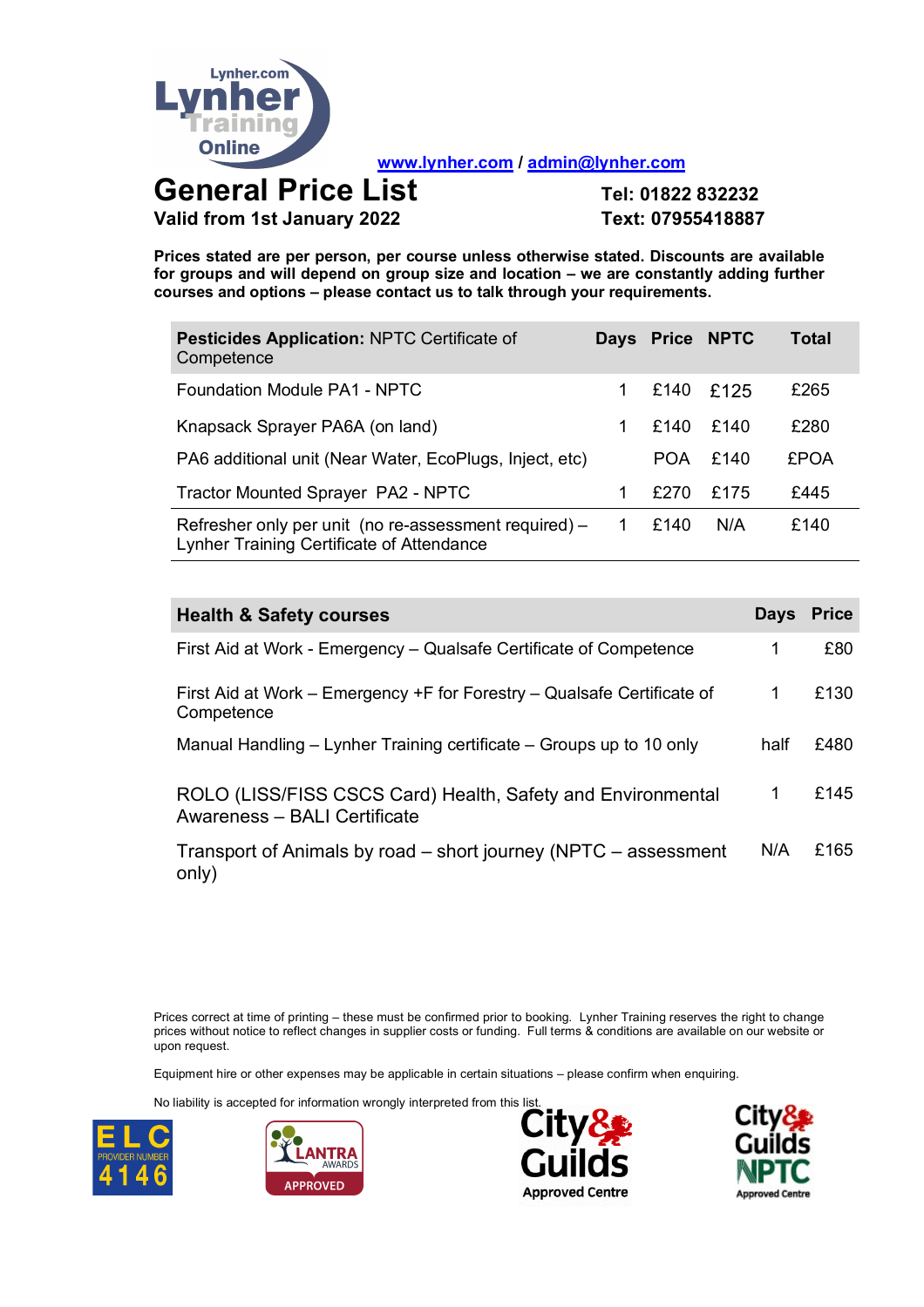Lynher.com Lynher Training Online

www.lynher.com / admin@lynher.com

# General Price List

**Valid from 1st January 2022**

**Tel: 01822 832232**
**Text: 07955418887**

**Prices stated are per person, per course unless otherwise stated. Discounts are available for groups and will depend on group size and location – we are constantly adding further courses and options – please contact us to talk through your requirements.**

| **Pesticides Application:** NPTC Certificate of Competence | **Days** | **Price** | **NPTC** | **Total** |
|---|---|---|---|---|
| Foundation Module PA1 - NPTC | 1 | £140 | £125 | £265 |
| Knapsack Sprayer PA6A (on land) | 1 | £140 | £140 | £280 |
| PA6 additional unit (Near Water, EcoPlugs, Inject, etc) | | POA | £140 | £POA |
| Tractor Mounted Sprayer PA2 - NPTC | 1 | £270 | £175 | £445 |
| Refresher only per unit (no re-assessment required) – Lynher Training Certificate of Attendance | 1 | £140 | N/A | £140 |

| **Health & Safety courses** | **Days** | **Price** |
|---|---|---|
| First Aid at Work - Emergency – Qualsafe Certificate of Competence | 1 | £80 |
| First Aid at Work – Emergency +F for Forestry – Qualsafe Certificate of Competence | 1 | £130 |
| Manual Handling – Lynher Training certificate – Groups up to 10 only | half | £480 |
| ROLO (LISS/FISS CSCS Card) Health, Safety and Environmental Awareness – BALI Certificate | 1 | £145 |
| Transport of Animals by road – short journey (NPTC – assessment only) | N/A | £165 |

Prices correct at time of printing – these must be confirmed prior to booking. Lynher Training reserves the right to change prices without notice to reflect changes in supplier costs or funding. Full terms & conditions are available on our website or upon request.

Equipment hire or other expenses may be applicable in certain situations – please confirm when enquiring.

No liability is accepted for information wrongly interpreted from this list.

ELC PROVIDER NUMBER 4146 | LANTRA AWARDS APPROVED | City & Guilds Approved Centre | City & Guilds NPTC Approved Centre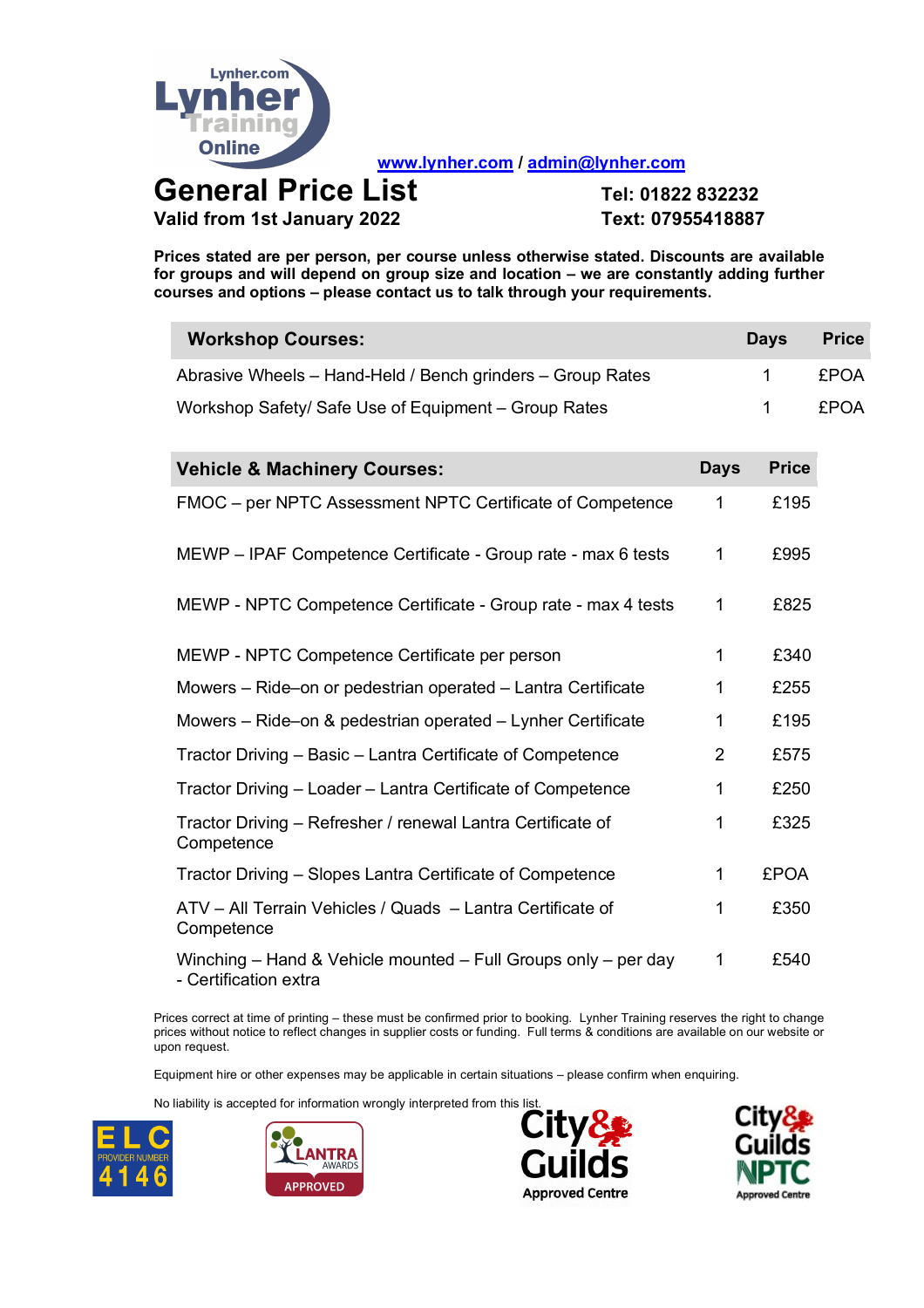www.lynher.com / admin@lynher.com

# General Price List

**Valid from 1st January 2022**

**Tel: 01822 832232**
**Text: 07955418887**

**Prices stated are per person, per course unless otherwise stated. Discounts are available for groups and will depend on group size and location – we are constantly adding further courses and options – please contact us to talk through your requirements.**

| **Workshop Courses:** | **Days** | **Price** |
|---|---|---|
| Abrasive Wheels – Hand-Held / Bench grinders – Group Rates | 1 | £POA |
| Workshop Safety/ Safe Use of Equipment – Group Rates | 1 | £POA |

| **Vehicle & Machinery Courses:** | **Days** | **Price** |
|---|---|---|
| FMOC – per NPTC Assessment NPTC Certificate of Competence | 1 | £195 |
| MEWP – IPAF Competence Certificate - Group rate - max 6 tests | 1 | £995 |
| MEWP - NPTC Competence Certificate - Group rate - max 4 tests | 1 | £825 |
| MEWP - NPTC Competence Certificate per person | 1 | £340 |
| Mowers – Ride–on or pedestrian operated – Lantra Certificate | 1 | £255 |
| Mowers – Ride–on & pedestrian operated – Lynher Certificate | 1 | £195 |
| Tractor Driving – Basic – Lantra Certificate of Competence | 2 | £575 |
| Tractor Driving – Loader – Lantra Certificate of Competence | 1 | £250 |
| Tractor Driving – Refresher / renewal Lantra Certificate of Competence | 1 | £325 |
| Tractor Driving – Slopes Lantra Certificate of Competence | 1 | £POA |
| ATV – All Terrain Vehicles / Quads – Lantra Certificate of Competence | 1 | £350 |
| Winching – Hand & Vehicle mounted – Full Groups only – per day - Certification extra | 1 | £540 |

Prices correct at time of printing – these must be confirmed prior to booking. Lynher Training reserves the right to change prices without notice to reflect changes in supplier costs or funding. Full terms & conditions are available on our website or upon request.

Equipment hire or other expenses may be applicable in certain situations – please confirm when enquiring.

No liability is accepted for information wrongly interpreted from this list.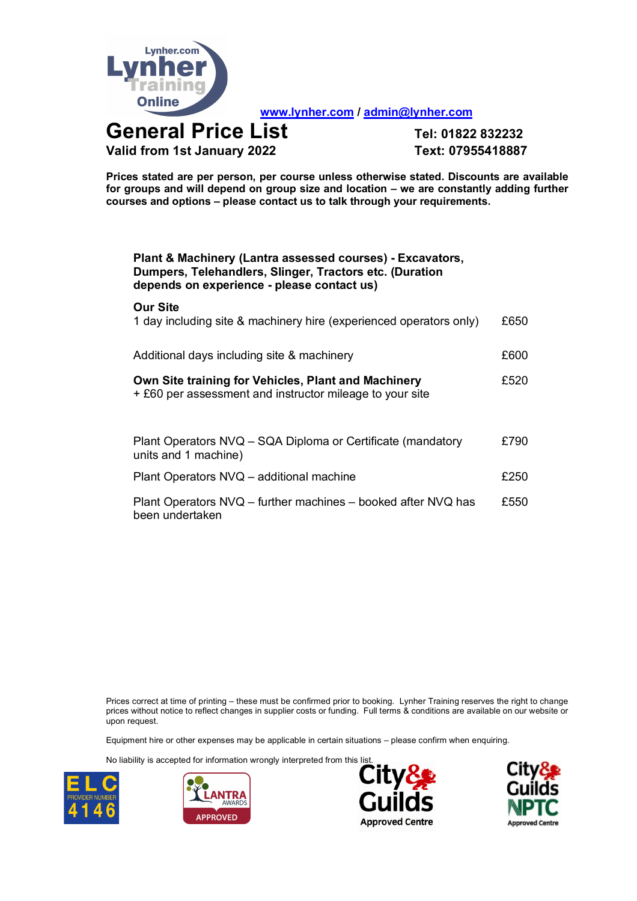www.lynher.com / admin@lynher.com

# General Price List

**Valid from 1st January 2022**

**Tel: 01822 832232**
**Text: 07955418887**

**Prices stated are per person, per course unless otherwise stated. Discounts are available for groups and will depend on group size and location – we are constantly adding further courses and options – please contact us to talk through your requirements.**

**Plant & Machinery (Lantra assessed courses) - Excavators, Dumpers, Telehandlers, Slinger, Tractors etc. (Duration depends on experience - please contact us)**

| | |
|---|---|
| **Our Site** | |
| 1 day including site & machinery hire (experienced operators only) | £650 |
| Additional days including site & machinery | £600 |
| **Own Site training for Vehicles, Plant and Machinery** + £60 per assessment and instructor mileage to your site | £520 |
| Plant Operators NVQ – SQA Diploma or Certificate (mandatory units and 1 machine) | £790 |
| Plant Operators NVQ – additional machine | £250 |
| Plant Operators NVQ – further machines – booked after NVQ has been undertaken | £550 |

Prices correct at time of printing – these must be confirmed prior to booking. Lynher Training reserves the right to change prices without notice to reflect changes in supplier costs or funding. Full terms & conditions are available on our website or upon request.

Equipment hire or other expenses may be applicable in certain situations – please confirm when enquiring.

No liability is accepted for information wrongly interpreted from this list.